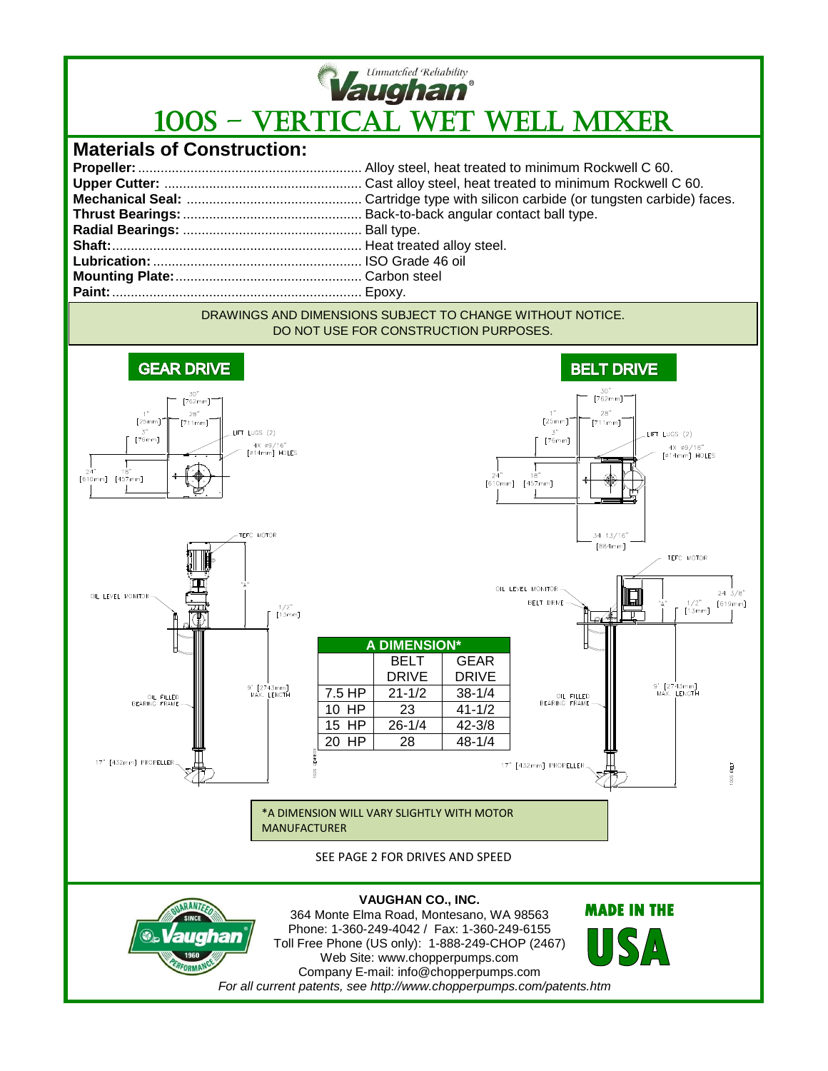*Unmatched Reliability*
**Vaughan**

# 100S – VERTICAL WET WELL MIXER

## Materials of Construction:

**Propeller:** ........................................................... Alloy steel, heat treated to minimum Rockwell C 60.
**Upper Cutter:** .................................................... Cast alloy steel, heat treated to minimum Rockwell C 60.
**Mechanical Seal:** .............................................. Cartridge type with silicon carbide (or tungsten carbide) faces.
**Thrust Bearings:** ............................................... Back-to-back angular contact ball type.
**Radial Bearings:** ............................................... Ball type.
**Shaft:** .................................................................. Heat treated alloy steel.
**Lubrication:** ....................................................... ISO Grade 46 oil
**Mounting Plate:** ................................................. Carbon steel
**Paint:** .................................................................. Epoxy.

DRAWINGS AND DIMENSIONS SUBJECT TO CHANGE WITHOUT NOTICE.
DO NOT USE FOR CONSTRUCTION PURPOSES.

**GEAR DRIVE**

30" [762mm], 28" [711mm], 1" [25mm], 3" [76mm], LIFT LUGS (2), 4X ⌀9/16" [⌀14mm] HOLES, 24" [610mm], 18" [457mm]

TEFC MOTOR, OIL LEVEL MONITOR, "A", 1/2" [13mm], 9' [2743mm] MAX. LENGTH, OIL FILLED BEARING FRAME, 17" [432mm] PROPELLER

**BELT DRIVE**

30" [762mm], 28" [711mm], 1" [25mm], 3" [76mm], LIFT LUGS (2), 4X ⌀9/16" [⌀14mm] HOLES, 24" [610mm], 18" [457mm], 34 13/16" [884mm]

TEFC MOTOR, OIL LEVEL MONITOR, BELT DRIVE, "A", 24 3/8" [619mm], 1/2" [13mm], 9' [2743mm] MAX. LENGTH, OIL FILLED BEARING FRAME, 17" [432mm] PROPELLER

| A DIMENSION* | | |
|---|---|---|
| | BELT DRIVE | GEAR DRIVE |
| 7.5 HP | 21-1/2 | 38-1/4 |
| 10 HP | 23 | 41-1/2 |
| 15 HP | 26-1/4 | 42-3/8 |
| 20 HP | 28 | 48-1/4 |

*A DIMENSION WILL VARY SLIGHTLY WITH MOTOR MANUFACTURER

SEE PAGE 2 FOR DRIVES AND SPEED

GUARANTEED PERFORMANCE SINCE 1960 Vaughan

**VAUGHAN CO., INC.**
364 Monte Elma Road, Montesano, WA 98563
Phone: 1-360-249-4042 / Fax: 1-360-249-6155
Toll Free Phone (US only): 1-888-249-CHOP (2467)
Web Site: www.chopperpumps.com
Company E-mail: info@chopperpumps.com
*For all current patents, see http://www.chopperpumps.com/patents.htm*

MADE IN THE USA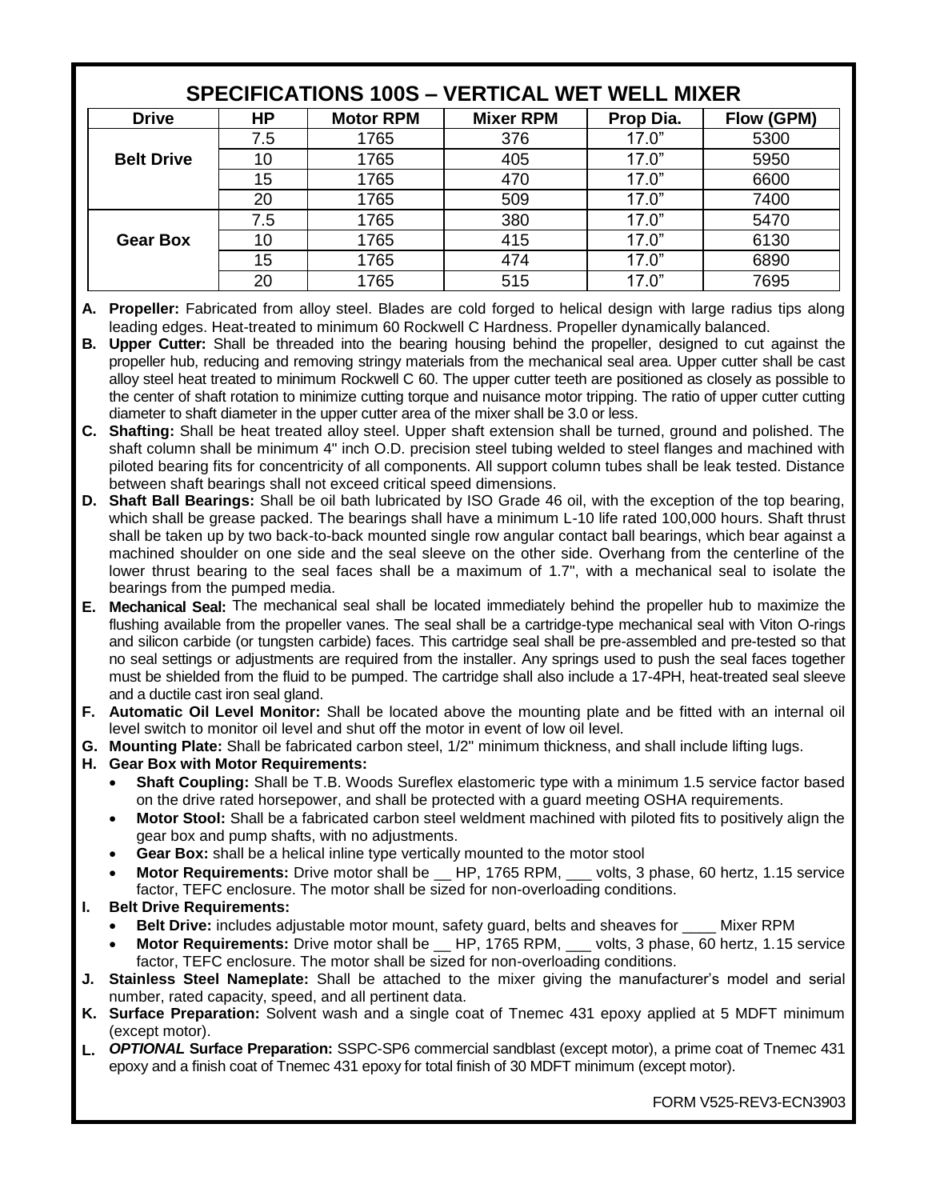# SPECIFICATIONS 100S – VERTICAL WET WELL MIXER

| Drive | HP | Motor RPM | Mixer RPM | Prop Dia. | Flow (GPM) |
|---|---|---|---|---|---|
| Belt Drive | 7.5 | 1765 | 376 | 17.0" | 5300 |
| | 10 | 1765 | 405 | 17.0" | 5950 |
| | 15 | 1765 | 470 | 17.0" | 6600 |
| | 20 | 1765 | 509 | 17.0" | 7400 |
| Gear Box | 7.5 | 1765 | 380 | 17.0" | 5470 |
| | 10 | 1765 | 415 | 17.0" | 6130 |
| | 15 | 1765 | 474 | 17.0" | 6890 |
| | 20 | 1765 | 515 | 17.0" | 7695 |

**A. Propeller:** Fabricated from alloy steel. Blades are cold forged to helical design with large radius tips along leading edges. Heat-treated to minimum 60 Rockwell C Hardness. Propeller dynamically balanced.

**B. Upper Cutter:** Shall be threaded into the bearing housing behind the propeller, designed to cut against the propeller hub, reducing and removing stringy materials from the mechanical seal area. Upper cutter shall be cast alloy steel heat treated to minimum Rockwell C 60. The upper cutter teeth are positioned as closely as possible to the center of shaft rotation to minimize cutting torque and nuisance motor tripping. The ratio of upper cutter cutting diameter to shaft diameter in the upper cutter area of the mixer shall be 3.0 or less.

**C. Shafting:** Shall be heat treated alloy steel. Upper shaft extension shall be turned, ground and polished. The shaft column shall be minimum 4" inch O.D. precision steel tubing welded to steel flanges and machined with piloted bearing fits for concentricity of all components. All support column tubes shall be leak tested. Distance between shaft bearings shall not exceed critical speed dimensions.

**D. Shaft Ball Bearings:** Shall be oil bath lubricated by ISO Grade 46 oil, with the exception of the top bearing, which shall be grease packed. The bearings shall have a minimum L-10 life rated 100,000 hours. Shaft thrust shall be taken up by two back-to-back mounted single row angular contact ball bearings, which bear against a machined shoulder on one side and the seal sleeve on the other side. Overhang from the centerline of the lower thrust bearing to the seal faces shall be a maximum of 1.7", with a mechanical seal to isolate the bearings from the pumped media.

**E. Mechanical Seal:** The mechanical seal shall be located immediately behind the propeller hub to maximize the flushing available from the propeller vanes. The seal shall be a cartridge-type mechanical seal with Viton O-rings and silicon carbide (or tungsten carbide) faces. This cartridge seal shall be pre-assembled and pre-tested so that no seal settings or adjustments are required from the installer. Any springs used to push the seal faces together must be shielded from the fluid to be pumped. The cartridge shall also include a 17-4PH, heat-treated seal sleeve and a ductile cast iron seal gland.

**F. Automatic Oil Level Monitor:** Shall be located above the mounting plate and be fitted with an internal oil level switch to monitor oil level and shut off the motor in event of low oil level.

**G. Mounting Plate:** Shall be fabricated carbon steel, 1/2" minimum thickness, and shall include lifting lugs.

**H. Gear Box with Motor Requirements:**

- **Shaft Coupling:** Shall be T.B. Woods Sureflex elastomeric type with a minimum 1.5 service factor based on the drive rated horsepower, and shall be protected with a guard meeting OSHA requirements.
- **Motor Stool:** Shall be a fabricated carbon steel weldment machined with piloted fits to positively align the gear box and pump shafts, with no adjustments.
- **Gear Box:** shall be a helical inline type vertically mounted to the motor stool
- **Motor Requirements:** Drive motor shall be __ HP, 1765 RPM, ___ volts, 3 phase, 60 hertz, 1.15 service factor, TEFC enclosure. The motor shall be sized for non-overloading conditions.

**I. Belt Drive Requirements:**

- **Belt Drive:** includes adjustable motor mount, safety guard, belts and sheaves for ____ Mixer RPM
- **Motor Requirements:** Drive motor shall be __ HP, 1765 RPM, ___ volts, 3 phase, 60 hertz, 1.15 service factor, TEFC enclosure. The motor shall be sized for non-overloading conditions.

**J. Stainless Steel Nameplate:** Shall be attached to the mixer giving the manufacturer's model and serial number, rated capacity, speed, and all pertinent data.

**K. Surface Preparation:** Solvent wash and a single coat of Tnemec 431 epoxy applied at 5 MDFT minimum (except motor).

**L. *OPTIONAL* Surface Preparation:** SSPC-SP6 commercial sandblast (except motor), a prime coat of Tnemec 431 epoxy and a finish coat of Tnemec 431 epoxy for total finish of 30 MDFT minimum (except motor).

FORM V525-REV3-ECN3903